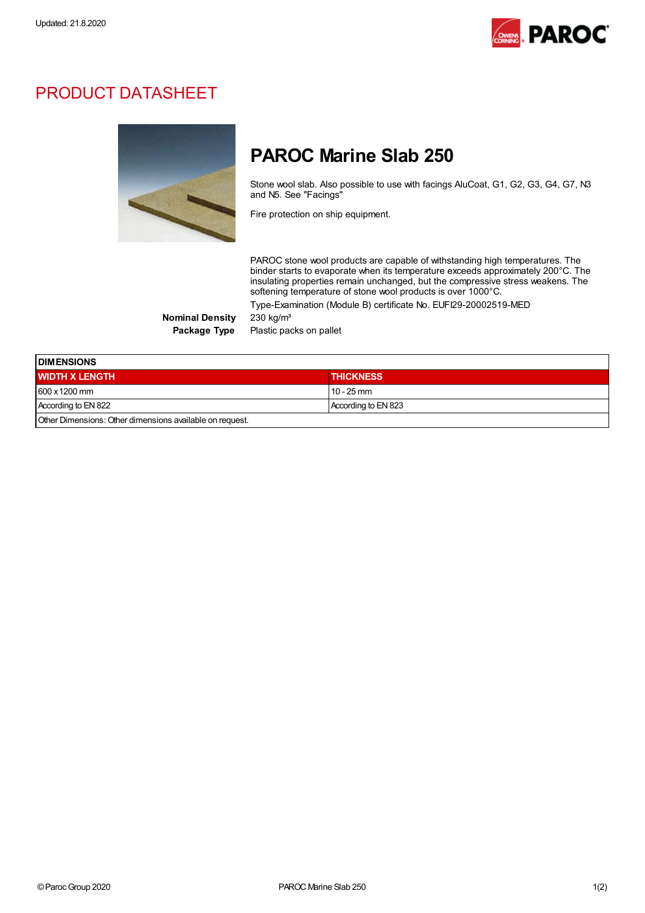Updated: 21.8.2020

# PRODUCT DATASHEET

## PAROC Marine Slab 250

Stone wool slab. Also possible to use with facings AluCoat, G1, G2, G3, G4, G7, N3 and N5. See "Facings"

Fire protection on ship equipment.

PAROC stone wool products are capable of withstanding high temperatures. The binder starts to evaporate when its temperature exceeds approximately 200°C. The insulating properties remain unchanged, but the compressive stress weakens. The softening temperature of stone wool products is over 1000°C.

Type-Examination (Module B) certificate No. EUFI29-20002519-MED

**Nominal Density** 230 kg/m³

**Package Type** Plastic packs on pallet

| DIMENSIONS | |
|---|---|
| **WIDTH X LENGTH** | **THICKNESS** |
| 600 x 1200 mm | 10 - 25 mm |
| According to EN 822 | According to EN 823 |
| Other Dimensions: Other dimensions available on request. | |

© Paroc Group 2020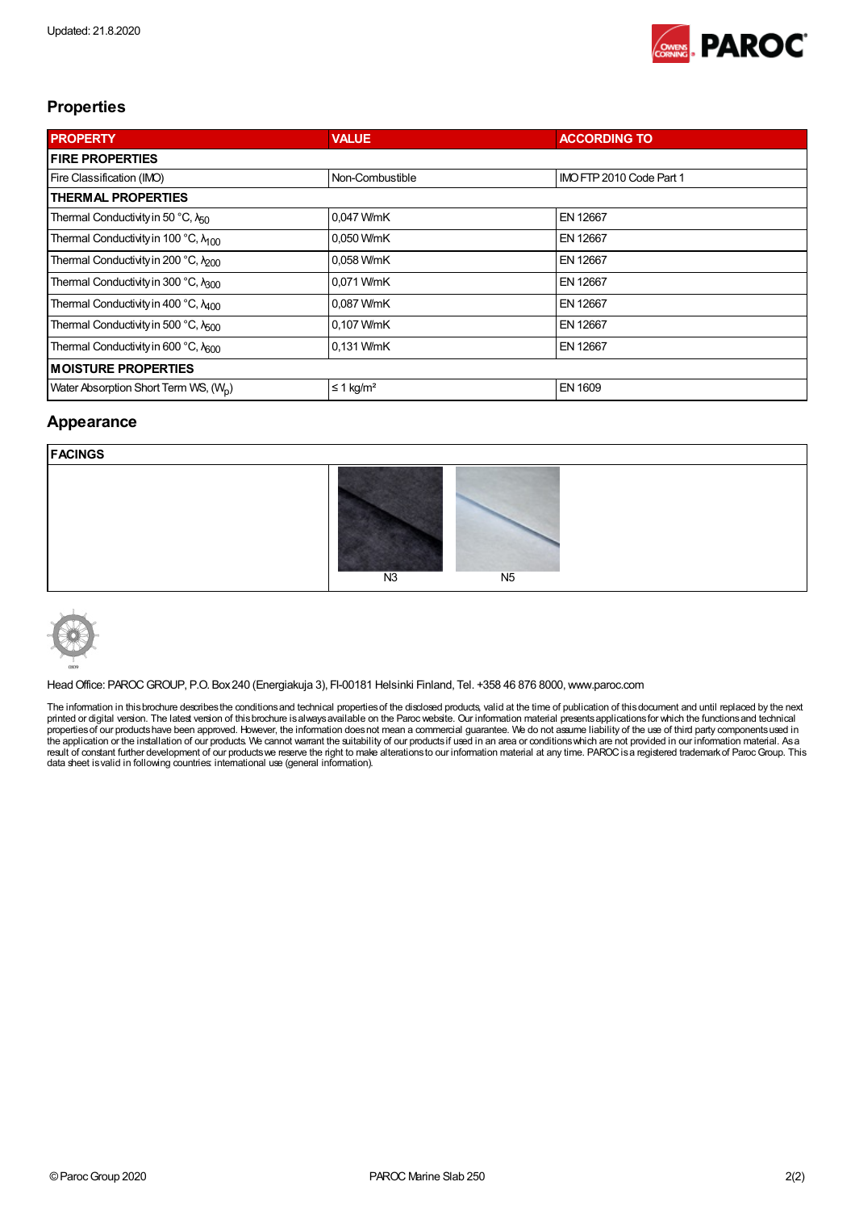Updated: 21.8.2020

## Properties

| PROPERTY | VALUE | ACCORDING TO |
|---|---|---|
| **FIRE PROPERTIES** | | |
| Fire Classification (IMO) | Non-Combustible | IMO FTP 2010 Code Part 1 |
| **THERMAL PROPERTIES** | | |
| Thermal Conductivity in 50 °C, $\lambda_{50}$ | 0,047 W/mK | EN 12667 |
| Thermal Conductivity in 100 °C, $\lambda_{100}$ | 0,050 W/mK | EN 12667 |
| Thermal Conductivity in 200 °C, $\lambda_{200}$ | 0,058 W/mK | EN 12667 |
| Thermal Conductivity in 300 °C, $\lambda_{300}$ | 0,071 W/mK | EN 12667 |
| Thermal Conductivity in 400 °C, $\lambda_{400}$ | 0,087 W/mK | EN 12667 |
| Thermal Conductivity in 500 °C, $\lambda_{500}$ | 0,107 W/mK | EN 12667 |
| Thermal Conductivity in 600 °C, $\lambda_{600}$ | 0,131 W/mK | EN 12667 |
| **MOISTURE PROPERTIES** | | |
| Water Absorption Short Term WS, ($W_p$) | ≤ 1 kg/m² | EN 1609 |

## Appearance

| FACINGS | |
|---|---|
| | N3 N5 |

0809

Head Office: PAROC GROUP, P.O. Box 240 (Energiakuja 3), FI-00181 Helsinki Finland, Tel. +358 46 876 8000, www.paroc.com

The information in this brochure describes the conditions and technical properties of the disclosed products, valid at the time of publication of this document and until replaced by the next printed or digital version. The latest version of this brochure is always available on the Paroc website. Our information material presents applications for which the functions and technical properties of our products have been approved. However, the information does not mean a commercial guarantee. We do not assume liability of the use of third party components used in the application or the installation of our products. We cannot warrant the suitability of our products if used in an area or conditions which are not provided in our information material. As a result of constant further development of our products we reserve the right to make alterations to our information material at any time. PAROC is a registered trademark of Paroc Group. This data sheet is valid in following countries: international use (general information).

© Paroc Group 2020 PAROC Marine Slab 250